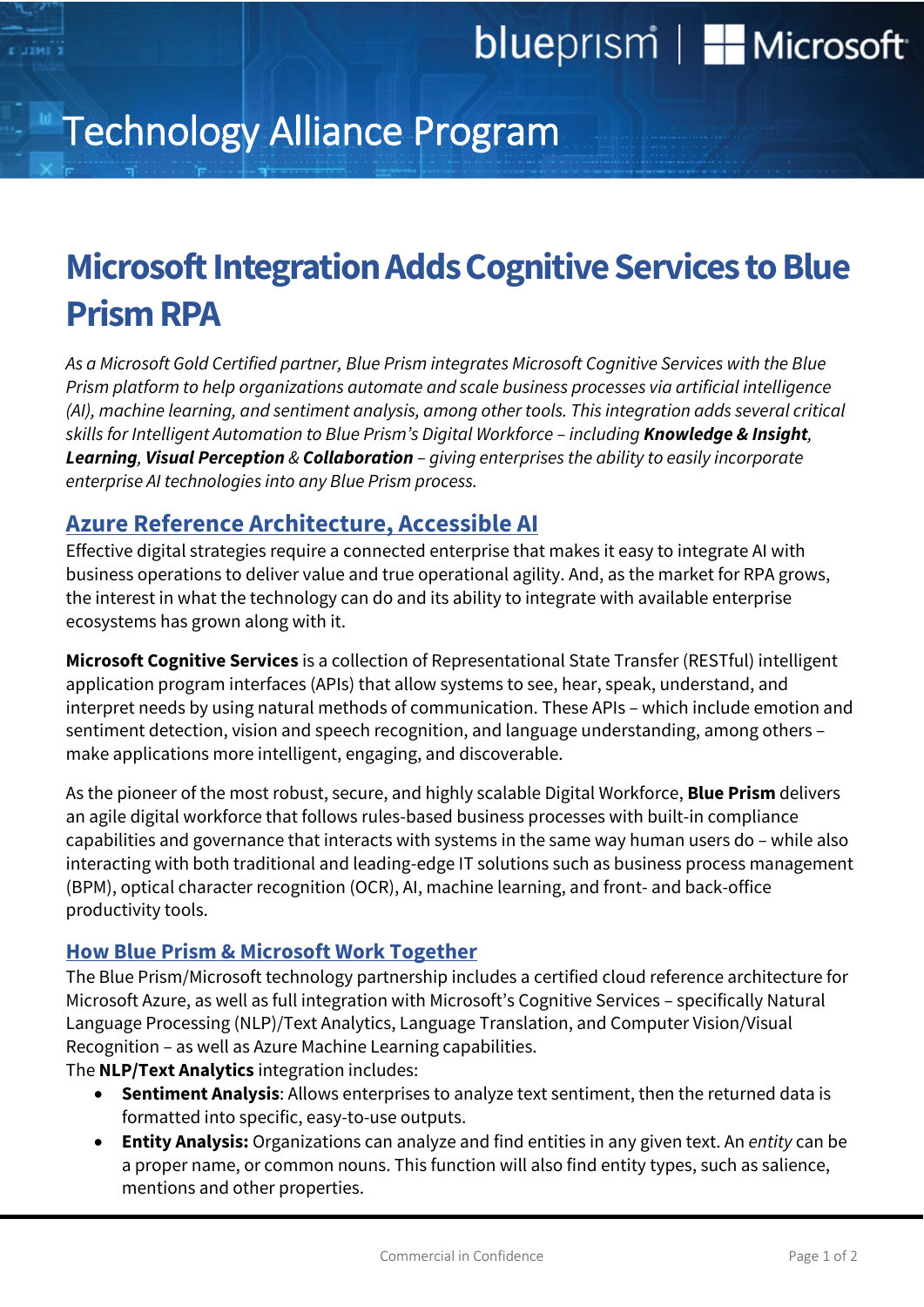blueprism | Microsoft

Technology Alliance Program

# Microsoft Integration Adds Cognitive Services to Blue Prism RPA

*As a Microsoft Gold Certified partner, Blue Prism integrates Microsoft Cognitive Services with the Blue Prism platform to help organizations automate and scale business processes via artificial intelligence (AI), machine learning, and sentiment analysis, among other tools. This integration adds several critical skills for Intelligent Automation to Blue Prism's Digital Workforce – including **Knowledge & Insight**, **Learning**, **Visual Perception** & **Collaboration** – giving enterprises the ability to easily incorporate enterprise AI technologies into any Blue Prism process.*

## Azure Reference Architecture, Accessible AI

Effective digital strategies require a connected enterprise that makes it easy to integrate AI with business operations to deliver value and true operational agility. And, as the market for RPA grows, the interest in what the technology can do and its ability to integrate with available enterprise ecosystems has grown along with it.

**Microsoft Cognitive Services** is a collection of Representational State Transfer (RESTful) intelligent application program interfaces (APIs) that allow systems to see, hear, speak, understand, and interpret needs by using natural methods of communication. These APIs – which include emotion and sentiment detection, vision and speech recognition, and language understanding, among others – make applications more intelligent, engaging, and discoverable.

As the pioneer of the most robust, secure, and highly scalable Digital Workforce, **Blue Prism** delivers an agile digital workforce that follows rules-based business processes with built-in compliance capabilities and governance that interacts with systems in the same way human users do – while also interacting with both traditional and leading-edge IT solutions such as business process management (BPM), optical character recognition (OCR), AI, machine learning, and front- and back-office productivity tools.

## How Blue Prism & Microsoft Work Together

The Blue Prism/Microsoft technology partnership includes a certified cloud reference architecture for Microsoft Azure, as well as full integration with Microsoft's Cognitive Services – specifically Natural Language Processing (NLP)/Text Analytics, Language Translation, and Computer Vision/Visual Recognition – as well as Azure Machine Learning capabilities.

The **NLP/Text Analytics** integration includes:

- **Sentiment Analysis**: Allows enterprises to analyze text sentiment, then the returned data is formatted into specific, easy-to-use outputs.
- **Entity Analysis:** Organizations can analyze and find entities in any given text. An *entity* can be a proper name, or common nouns. This function will also find entity types, such as salience, mentions and other properties.

Commercial in Confidence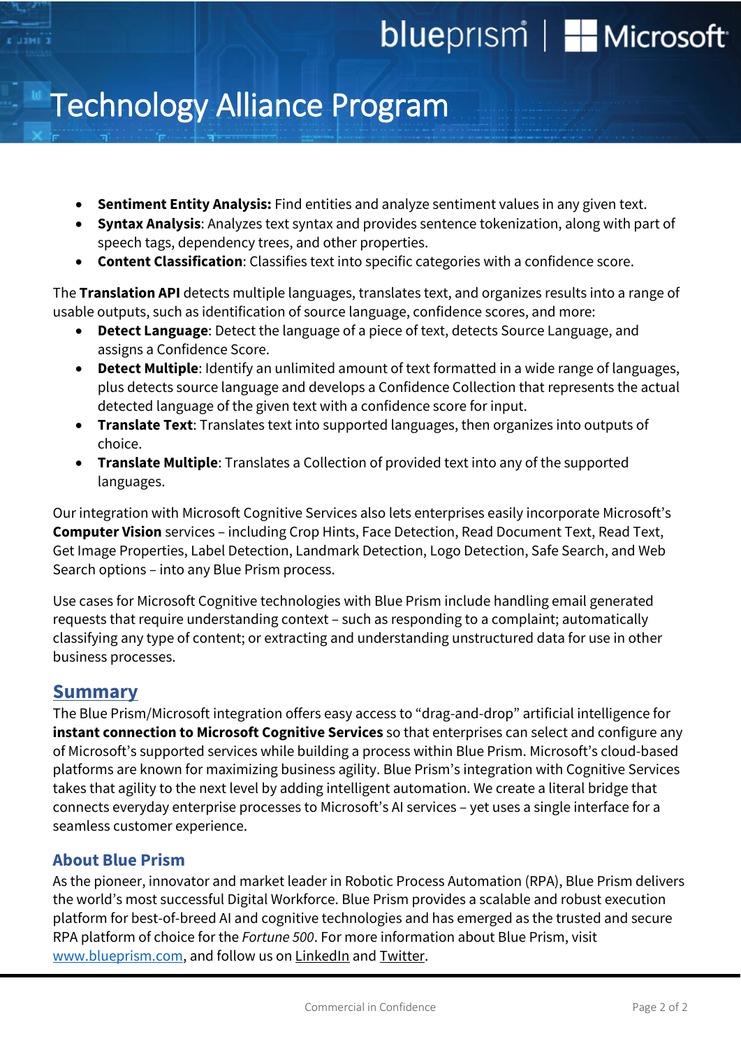- **Sentiment Entity Analysis:** Find entities and analyze sentiment values in any given text.
- **Syntax Analysis**: Analyzes text syntax and provides sentence tokenization, along with part of speech tags, dependency trees, and other properties.
- **Content Classification**: Classifies text into specific categories with a confidence score.

The **Translation API** detects multiple languages, translates text, and organizes results into a range of usable outputs, such as identification of source language, confidence scores, and more:

- **Detect Language**: Detect the language of a piece of text, detects Source Language, and assigns a Confidence Score.
- **Detect Multiple**: Identify an unlimited amount of text formatted in a wide range of languages, plus detects source language and develops a Confidence Collection that represents the actual detected language of the given text with a confidence score for input.
- **Translate Text**: Translates text into supported languages, then organizes into outputs of choice.
- **Translate Multiple**: Translates a Collection of provided text into any of the supported languages.

Our integration with Microsoft Cognitive Services also lets enterprises easily incorporate Microsoft's **Computer Vision** services – including Crop Hints, Face Detection, Read Document Text, Read Text, Get Image Properties, Label Detection, Landmark Detection, Logo Detection, Safe Search, and Web Search options – into any Blue Prism process.

Use cases for Microsoft Cognitive technologies with Blue Prism include handling email generated requests that require understanding context – such as responding to a complaint; automatically classifying any type of content; or extracting and understanding unstructured data for use in other business processes.

## Summary

The Blue Prism/Microsoft integration offers easy access to "drag-and-drop" artificial intelligence for **instant connection to Microsoft Cognitive Services** so that enterprises can select and configure any of Microsoft's supported services while building a process within Blue Prism. Microsoft's cloud-based platforms are known for maximizing business agility. Blue Prism's integration with Cognitive Services takes that agility to the next level by adding intelligent automation. We create a literal bridge that connects everyday enterprise processes to Microsoft's AI services – yet uses a single interface for a seamless customer experience.

### About Blue Prism

As the pioneer, innovator and market leader in Robotic Process Automation (RPA), Blue Prism delivers the world's most successful Digital Workforce. Blue Prism provides a scalable and robust execution platform for best-of-breed AI and cognitive technologies and has emerged as the trusted and secure RPA platform of choice for the *Fortune 500*. For more information about Blue Prism, visit www.blueprism.com, and follow us on LinkedIn and Twitter.